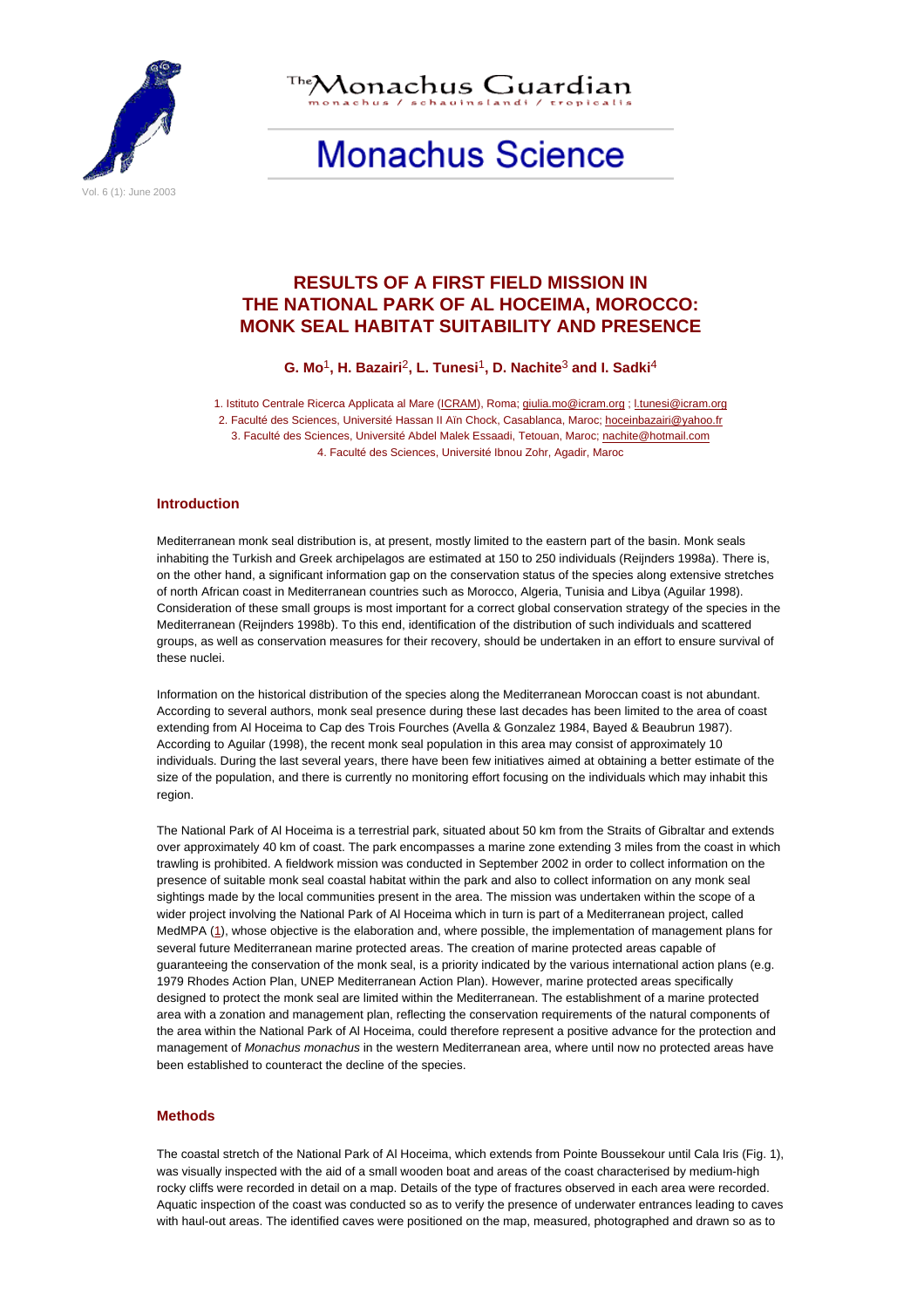The Monachus Guardian

monachus / schauinslandi / tropicalis

# Monachus Science

# RESULTS OF A FIRST FIELD MISSION IN THE NATIONAL PARK OF AL HOCEIMA, MOROCCO: MONK SEAL HABITAT SUITABILITY AND PRESENCE

**G. Mo[1], H. Bazairi[2], L. Tunesi[1], D. Nachite[3] and I. Sadki[4]**

1. Istituto Centrale Ricerca Applicata al Mare (ICRAM), Roma; giulia.mo@icram.org ; l.tunesi@icram.org
2. Faculté des Sciences, Université Hassan II Aïn Chock, Casablanca, Maroc; hoceinbazairi@yahoo.fr
3. Faculté des Sciences, Université Abdel Malek Essaadi, Tetouan, Maroc; nachite@hotmail.com
4. Faculté des Sciences, Université Ibnou Zohr, Agadir, Maroc

## Introduction

Mediterranean monk seal distribution is, at present, mostly limited to the eastern part of the basin. Monk seals inhabiting the Turkish and Greek archipelagos are estimated at 150 to 250 individuals (Reijnders 1998a). There is, on the other hand, a significant information gap on the conservation status of the species along extensive stretches of north African coast in Mediterranean countries such as Morocco, Algeria, Tunisia and Libya (Aguilar 1998). Consideration of these small groups is most important for a correct global conservation strategy of the species in the Mediterranean (Reijnders 1998b). To this end, identification of the distribution of such individuals and scattered groups, as well as conservation measures for their recovery, should be undertaken in an effort to ensure survival of these nuclei.

Information on the historical distribution of the species along the Mediterranean Moroccan coast is not abundant. According to several authors, monk seal presence during these last decades has been limited to the area of coast extending from Al Hoceima to Cap des Trois Fourches (Avella & Gonzalez 1984, Bayed & Beaubrun 1987). According to Aguilar (1998), the recent monk seal population in this area may consist of approximately 10 individuals. During the last several years, there have been few initiatives aimed at obtaining a better estimate of the size of the population, and there is currently no monitoring effort focusing on the individuals which may inhabit this region.

The National Park of Al Hoceima is a terrestrial park, situated about 50 km from the Straits of Gibraltar and extends over approximately 40 km of coast. The park encompasses a marine zone extending 3 miles from the coast in which trawling is prohibited. A fieldwork mission was conducted in September 2002 in order to collect information on the presence of suitable monk seal coastal habitat within the park and also to collect information on any monk seal sightings made by the local communities present in the area. The mission was undertaken within the scope of a wider project involving the National Park of Al Hoceima which in turn is part of a Mediterranean project, called MedMPA (1), whose objective is the elaboration and, where possible, the implementation of management plans for several future Mediterranean marine protected areas. The creation of marine protected areas capable of guaranteeing the conservation of the monk seal, is a priority indicated by the various international action plans (e.g. 1979 Rhodes Action Plan, UNEP Mediterranean Action Plan). However, marine protected areas specifically designed to protect the monk seal are limited within the Mediterranean. The establishment of a marine protected area with a zonation and management plan, reflecting the conservation requirements of the natural components of the area within the National Park of Al Hoceima, could therefore represent a positive advance for the protection and management of *Monachus monachus* in the western Mediterranean area, where until now no protected areas have been established to counteract the decline of the species.

## Methods

The coastal stretch of the National Park of Al Hoceima, which extends from Pointe Boussekour until Cala Iris (Fig. 1), was visually inspected with the aid of a small wooden boat and areas of the coast characterised by medium-high rocky cliffs were recorded in detail on a map. Details of the type of fractures observed in each area were recorded. Aquatic inspection of the coast was conducted so as to verify the presence of underwater entrances leading to caves with haul-out areas. The identified caves were positioned on the map, measured, photographed and drawn so as to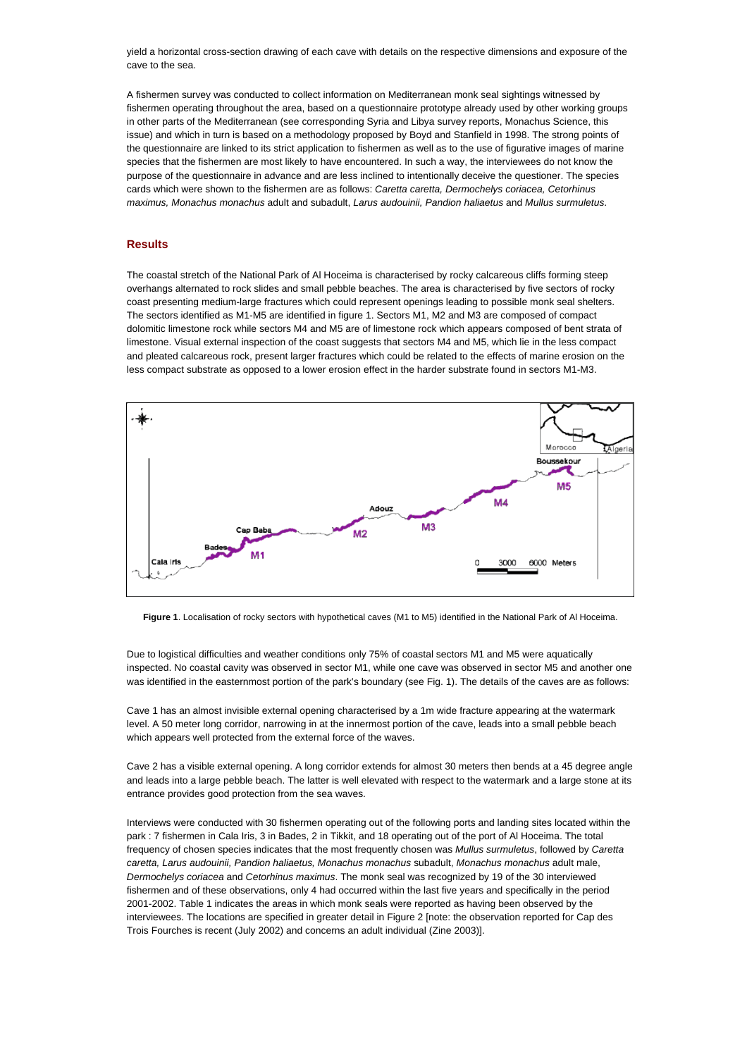yield a horizontal cross-section drawing of each cave with details on the respective dimensions and exposure of the cave to the sea.

A fishermen survey was conducted to collect information on Mediterranean monk seal sightings witnessed by fishermen operating throughout the area, based on a questionnaire prototype already used by other working groups in other parts of the Mediterranean (see corresponding Syria and Libya survey reports, Monachus Science, this issue) and which in turn is based on a methodology proposed by Boyd and Stanfield in 1998. The strong points of the questionnaire are linked to its strict application to fishermen as well as to the use of figurative images of marine species that the fishermen are most likely to have encountered. In such a way, the interviewees do not know the purpose of the questionnaire in advance and are less inclined to intentionally deceive the questioner. The species cards which were shown to the fishermen are as follows: *Caretta caretta, Dermochelys coriacea, Cetorhinus maximus, Monachus monachus* adult and subadult, *Larus audouinii, Pandion haliaetus* and *Mullus surmuletus*.

## Results

The coastal stretch of the National Park of Al Hoceima is characterised by rocky calcareous cliffs forming steep overhangs alternated to rock slides and small pebble beaches. The area is characterised by five sectors of rocky coast presenting medium-large fractures which could represent openings leading to possible monk seal shelters. The sectors identified as M1-M5 are identified in figure 1. Sectors M1, M2 and M3 are composed of compact dolomitic limestone rock while sectors M4 and M5 are of limestone rock which appears composed of bent strata of limestone. Visual external inspection of the coast suggests that sectors M4 and M5, which lie in the less compact and pleated calcareous rock, present larger fractures which could be related to the effects of marine erosion on the less compact substrate as opposed to a lower erosion effect in the harder substrate found in sectors M1-M3.

**Figure 1**. Localisation of rocky sectors with hypothetical caves (M1 to M5) identified in the National Park of Al Hoceima.

Due to logistical difficulties and weather conditions only 75% of coastal sectors M1 and M5 were aquatically inspected. No coastal cavity was observed in sector M1, while one cave was observed in sector M5 and another one was identified in the easternmost portion of the park's boundary (see Fig. 1). The details of the caves are as follows:

Cave 1 has an almost invisible external opening characterised by a 1m wide fracture appearing at the watermark level. A 50 meter long corridor, narrowing in at the innermost portion of the cave, leads into a small pebble beach which appears well protected from the external force of the waves.

Cave 2 has a visible external opening. A long corridor extends for almost 30 meters then bends at a 45 degree angle and leads into a large pebble beach. The latter is well elevated with respect to the watermark and a large stone at its entrance provides good protection from the sea waves.

Interviews were conducted with 30 fishermen operating out of the following ports and landing sites located within the park : 7 fishermen in Cala Iris, 3 in Bades, 2 in Tikkit, and 18 operating out of the port of Al Hoceima. The total frequency of chosen species indicates that the most frequently chosen was *Mullus surmuletus*, followed by *Caretta caretta, Larus audouinii, Pandion haliaetus, Monachus monachus* subadult, *Monachus monachus* adult male, *Dermochelys coriacea* and *Cetorhinus maximus*. The monk seal was recognized by 19 of the 30 interviewed fishermen and of these observations, only 4 had occurred within the last five years and specifically in the period 2001-2002. Table 1 indicates the areas in which monk seals were reported as having been observed by the interviewees. The locations are specified in greater detail in Figure 2 [note: the observation reported for Cap des Trois Fourches is recent (July 2002) and concerns an adult individual (Zine 2003)].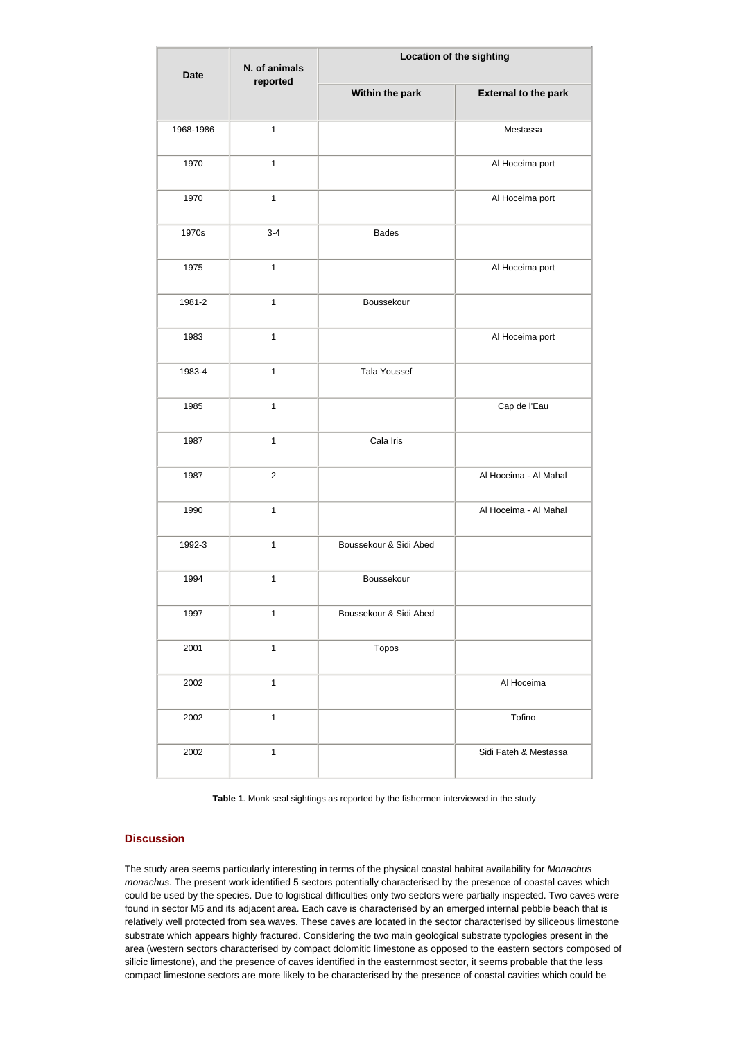| Date | N. of animals reported | Location of the sighting | |
|---|---|---|---|
| | | Within the park | External to the park |
| 1968-1986 | 1 | | Mestassa |
| 1970 | 1 | | Al Hoceima port |
| 1970 | 1 | | Al Hoceima port |
| 1970s | 3-4 | Bades | |
| 1975 | 1 | | Al Hoceima port |
| 1981-2 | 1 | Boussekour | |
| 1983 | 1 | | Al Hoceima port |
| 1983-4 | 1 | Tala Youssef | |
| 1985 | 1 | | Cap de l'Eau |
| 1987 | 1 | Cala Iris | |
| 1987 | 2 | | Al Hoceima - Al Mahal |
| 1990 | 1 | | Al Hoceima - Al Mahal |
| 1992-3 | 1 | Boussekour & Sidi Abed | |
| 1994 | 1 | Boussekour | |
| 1997 | 1 | Boussekour & Sidi Abed | |
| 2001 | 1 | Topos | |
| 2002 | 1 | | Al Hoceima |
| 2002 | 1 | | Tofino |
| 2002 | 1 | | Sidi Fateh & Mestassa |

**Table 1**. Monk seal sightings as reported by the fishermen interviewed in the study

## Discussion

The study area seems particularly interesting in terms of the physical coastal habitat availability for *Monachus monachus*. The present work identified 5 sectors potentially characterised by the presence of coastal caves which could be used by the species. Due to logistical difficulties only two sectors were partially inspected. Two caves were found in sector M5 and its adjacent area. Each cave is characterised by an emerged internal pebble beach that is relatively well protected from sea waves. These caves are located in the sector characterised by siliceous limestone substrate which appears highly fractured. Considering the two main geological substrate typologies present in the area (western sectors characterised by compact dolomitic limestone as opposed to the eastern sectors composed of silicic limestone), and the presence of caves identified in the easternmost sector, it seems probable that the less compact limestone sectors are more likely to be characterised by the presence of coastal cavities which could be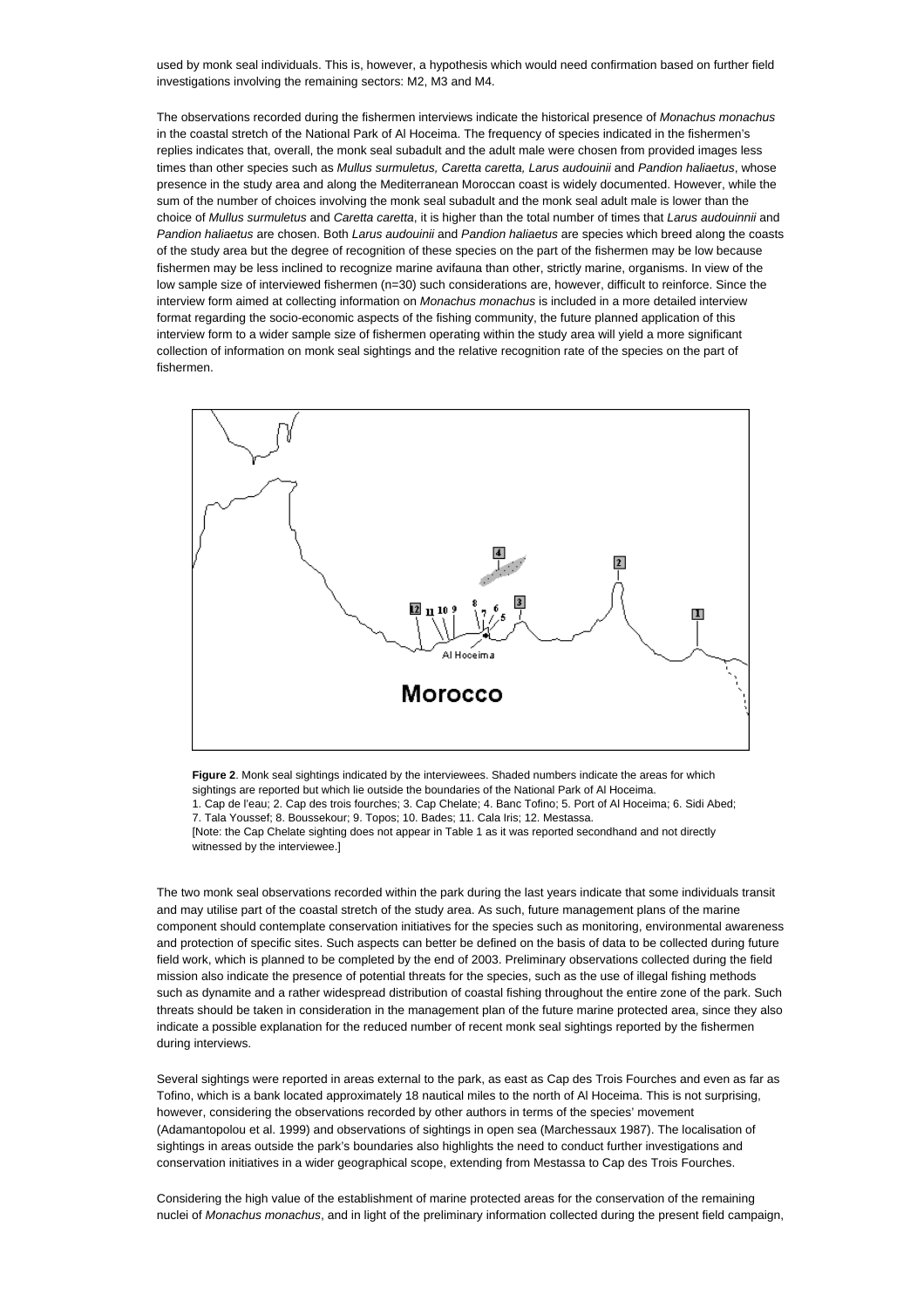used by monk seal individuals. This is, however, a hypothesis which would need confirmation based on further field investigations involving the remaining sectors: M2, M3 and M4.

The observations recorded during the fishermen interviews indicate the historical presence of *Monachus monachus* in the coastal stretch of the National Park of Al Hoceima. The frequency of species indicated in the fishermen's replies indicates that, overall, the monk seal subadult and the adult male were chosen from provided images less times than other species such as *Mullus surmuletus, Caretta caretta, Larus audouinii* and *Pandion haliaetus*, whose presence in the study area and along the Mediterranean Moroccan coast is widely documented. However, while the sum of the number of choices involving the monk seal subadult and the monk seal adult male is lower than the choice of *Mullus surmuletus* and *Caretta caretta*, it is higher than the total number of times that *Larus audouinnii* and *Pandion haliaetus* are chosen. Both *Larus audouinii* and *Pandion haliaetus* are species which breed along the coasts of the study area but the degree of recognition of these species on the part of the fishermen may be low because fishermen may be less inclined to recognize marine avifauna than other, strictly marine, organisms. In view of the low sample size of interviewed fishermen (n=30) such considerations are, however, difficult to reinforce. Since the interview form aimed at collecting information on *Monachus monachus* is included in a more detailed interview format regarding the socio-economic aspects of the fishing community, the future planned application of this interview form to a wider sample size of fishermen operating within the study area will yield a more significant collection of information on monk seal sightings and the relative recognition rate of the species on the part of fishermen.

**Figure 2**. Monk seal sightings indicated by the interviewees. Shaded numbers indicate the areas for which sightings are reported but which lie outside the boundaries of the National Park of Al Hoceima.
1. Cap de l'eau; 2. Cap des trois fourches; 3. Cap Chelate; 4. Banc Tofino; 5. Port of Al Hoceima; 6. Sidi Abed; 7. Tala Youssef; 8. Boussekour; 9. Topos; 10. Bades; 11. Cala Iris; 12. Mestassa.
[Note: the Cap Chelate sighting does not appear in Table 1 as it was reported secondhand and not directly witnessed by the interviewee.]

The two monk seal observations recorded within the park during the last years indicate that some individuals transit and may utilise part of the coastal stretch of the study area. As such, future management plans of the marine component should contemplate conservation initiatives for the species such as monitoring, environmental awareness and protection of specific sites. Such aspects can better be defined on the basis of data to be collected during future field work, which is planned to be completed by the end of 2003. Preliminary observations collected during the field mission also indicate the presence of potential threats for the species, such as the use of illegal fishing methods such as dynamite and a rather widespread distribution of coastal fishing throughout the entire zone of the park. Such threats should be taken in consideration in the management plan of the future marine protected area, since they also indicate a possible explanation for the reduced number of recent monk seal sightings reported by the fishermen during interviews.

Several sightings were reported in areas external to the park, as east as Cap des Trois Fourches and even as far as Tofino, which is a bank located approximately 18 nautical miles to the north of Al Hoceima. This is not surprising, however, considering the observations recorded by other authors in terms of the species' movement (Adamantopolou et al. 1999) and observations of sightings in open sea (Marchessaux 1987). The localisation of sightings in areas outside the park's boundaries also highlights the need to conduct further investigations and conservation initiatives in a wider geographical scope, extending from Mestassa to Cap des Trois Fourches.

Considering the high value of the establishment of marine protected areas for the conservation of the remaining nuclei of *Monachus monachus*, and in light of the preliminary information collected during the present field campaign,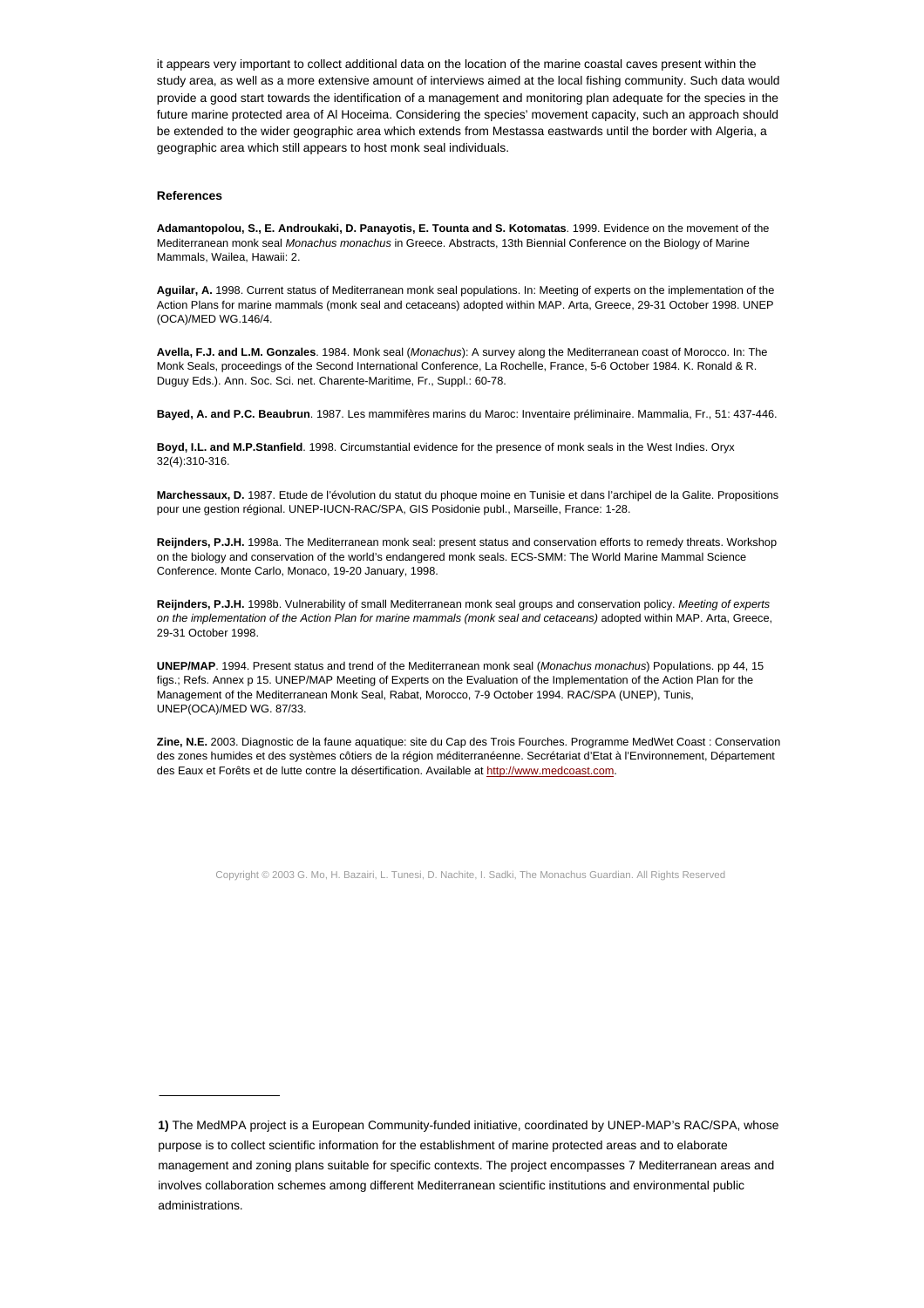it appears very important to collect additional data on the location of the marine coastal caves present within the study area, as well as a more extensive amount of interviews aimed at the local fishing community. Such data would provide a good start towards the identification of a management and monitoring plan adequate for the species in the future marine protected area of Al Hoceima. Considering the species' movement capacity, such an approach should be extended to the wider geographic area which extends from Mestassa eastwards until the border with Algeria, a geographic area which still appears to host monk seal individuals.

**References**

**Adamantopolou, S., E. Androukaki, D. Panayotis, E. Tounta and S. Kotomatas**. 1999. Evidence on the movement of the Mediterranean monk seal *Monachus monachus* in Greece. Abstracts, 13th Biennial Conference on the Biology of Marine Mammals, Wailea, Hawaii: 2.

**Aguilar, A.** 1998. Current status of Mediterranean monk seal populations. In: Meeting of experts on the implementation of the Action Plans for marine mammals (monk seal and cetaceans) adopted within MAP. Arta, Greece, 29-31 October 1998. UNEP (OCA)/MED WG.146/4.

**Avella, F.J. and L.M. Gonzales**. 1984. Monk seal (*Monachus*): A survey along the Mediterranean coast of Morocco. In: The Monk Seals, proceedings of the Second International Conference, La Rochelle, France, 5-6 October 1984. K. Ronald & R. Duguy Eds.). Ann. Soc. Sci. net. Charente-Maritime, Fr., Suppl.: 60-78.

**Bayed, A. and P.C. Beaubrun**. 1987. Les mammifères marins du Maroc: Inventaire préliminaire. Mammalia, Fr., 51: 437-446.

**Boyd, I.L. and M.P.Stanfield**. 1998. Circumstantial evidence for the presence of monk seals in the West Indies. Oryx 32(4):310-316.

**Marchessaux, D.** 1987. Etude de l'évolution du statut du phoque moine en Tunisie et dans l'archipel de la Galite. Propositions pour une gestion régional. UNEP-IUCN-RAC/SPA, GIS Posidonie publ., Marseille, France: 1-28.

**Reijnders, P.J.H.** 1998a. The Mediterranean monk seal: present status and conservation efforts to remedy threats. Workshop on the biology and conservation of the world's endangered monk seals. ECS-SMM: The World Marine Mammal Science Conference. Monte Carlo, Monaco, 19-20 January, 1998.

**Reijnders, P.J.H.** 1998b. Vulnerability of small Mediterranean monk seal groups and conservation policy. *Meeting of experts on the implementation of the Action Plan for marine mammals (monk seal and cetaceans)* adopted within MAP. Arta, Greece, 29-31 October 1998.

**UNEP/MAP**. 1994. Present status and trend of the Mediterranean monk seal (*Monachus monachus*) Populations. pp 44, 15 figs.; Refs. Annex p 15. UNEP/MAP Meeting of Experts on the Evaluation of the Implementation of the Action Plan for the Management of the Mediterranean Monk Seal, Rabat, Morocco, 7-9 October 1994. RAC/SPA (UNEP), Tunis, UNEP(OCA)/MED WG. 87/33.

**Zine, N.E.** 2003. Diagnostic de la faune aquatique: site du Cap des Trois Fourches. Programme MedWet Coast : Conservation des zones humides et des systèmes côtiers de la région méditerranéenne. Secrétariat d'Etat à l'Environnement, Département des Eaux et Forêts et de lutte contre la désertification. Available at http://www.medcoast.com.

Copyright © 2003 G. Mo, H. Bazairi, L. Tunesi, D. Nachite, I. Sadki, The Monachus Guardian. All Rights Reserved

---

**1)** The MedMPA project is a European Community-funded initiative, coordinated by UNEP-MAP's RAC/SPA, whose purpose is to collect scientific information for the establishment of marine protected areas and to elaborate management and zoning plans suitable for specific contexts. The project encompasses 7 Mediterranean areas and involves collaboration schemes among different Mediterranean scientific institutions and environmental public administrations.